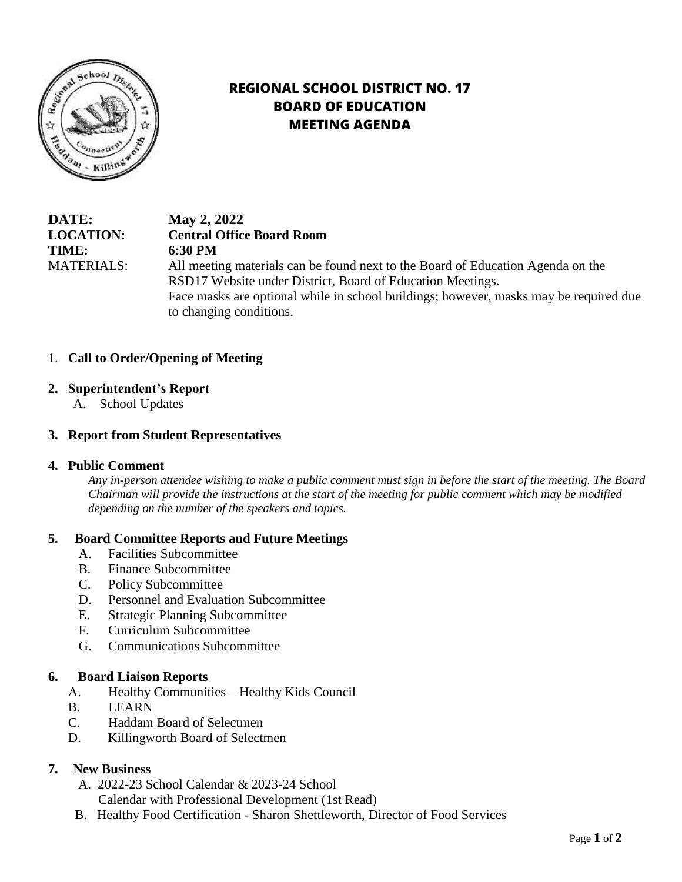# REGIONAL SCHOOL DISTRICT NO. 17
# BOARD OF EDUCATION
# MEETING AGENDA

**DATE:** **May 2, 2022**
**LOCATION:** **Central Office Board Room**
**TIME:** **6:30 PM**
MATERIALS: All meeting materials can be found next to the Board of Education Agenda on the RSD17 Website under District, Board of Education Meetings.
Face masks are optional while in school buildings; however, masks may be required due to changing conditions.

1. **Call to Order/Opening of Meeting**

2. **Superintendent's Report**
   A. School Updates

3. **Report from Student Representatives**

4. **Public Comment**
   *Any in-person attendee wishing to make a public comment must sign in before the start of the meeting. The Board Chairman will provide the instructions at the start of the meeting for public comment which may be modified depending on the number of the speakers and topics.*

5. **Board Committee Reports and Future Meetings**
   A. Facilities Subcommittee
   B. Finance Subcommittee
   C. Policy Subcommittee
   D. Personnel and Evaluation Subcommittee
   E. Strategic Planning Subcommittee
   F. Curriculum Subcommittee
   G. Communications Subcommittee

6. **Board Liaison Reports**
   A. Healthy Communities – Healthy Kids Council
   B. LEARN
   C. Haddam Board of Selectmen
   D. Killingworth Board of Selectmen

7. **New Business**
   A. 2022-23 School Calendar & 2023-24 School Calendar with Professional Development (1st Read)
   B. Healthy Food Certification - Sharon Shettleworth, Director of Food Services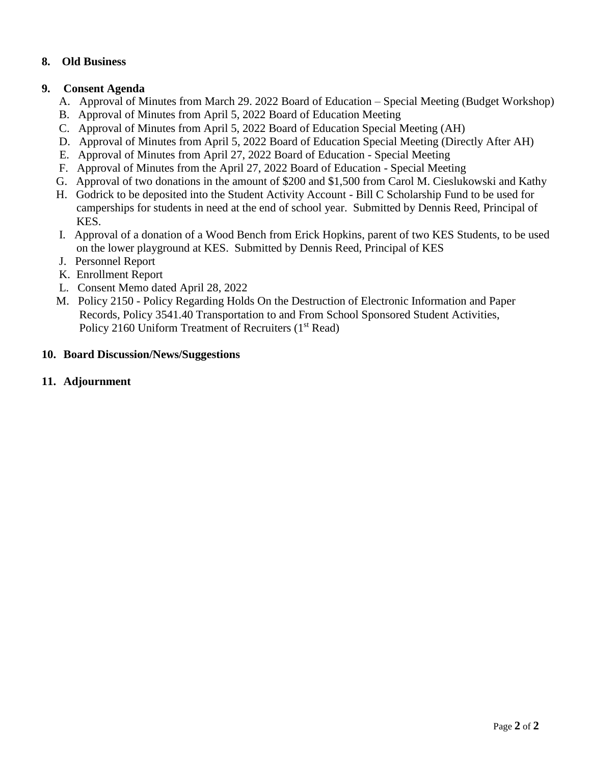**8. Old Business**

**9. Consent Agenda**

A. Approval of Minutes from March 29. 2022 Board of Education – Special Meeting (Budget Workshop)
B. Approval of Minutes from April 5, 2022 Board of Education Meeting
C. Approval of Minutes from April 5, 2022 Board of Education Special Meeting (AH)
D. Approval of Minutes from April 5, 2022 Board of Education Special Meeting (Directly After AH)
E. Approval of Minutes from April 27, 2022 Board of Education - Special Meeting
F. Approval of Minutes from the April 27, 2022 Board of Education - Special Meeting
G. Approval of two donations in the amount of $200 and $1,500 from Carol M. Cieslukowski and Kathy
H. Godrick to be deposited into the Student Activity Account - Bill C Scholarship Fund to be used for camperships for students in need at the end of school year. Submitted by Dennis Reed, Principal of KES.
I. Approval of a donation of a Wood Bench from Erick Hopkins, parent of two KES Students, to be used on the lower playground at KES. Submitted by Dennis Reed, Principal of KES
J. Personnel Report
K. Enrollment Report
L. Consent Memo dated April 28, 2022
M. Policy 2150 - Policy Regarding Holds On the Destruction of Electronic Information and Paper Records, Policy 3541.40 Transportation to and From School Sponsored Student Activities, Policy 2160 Uniform Treatment of Recruiters (1st Read)

**10. Board Discussion/News/Suggestions**

**11. Adjournment**